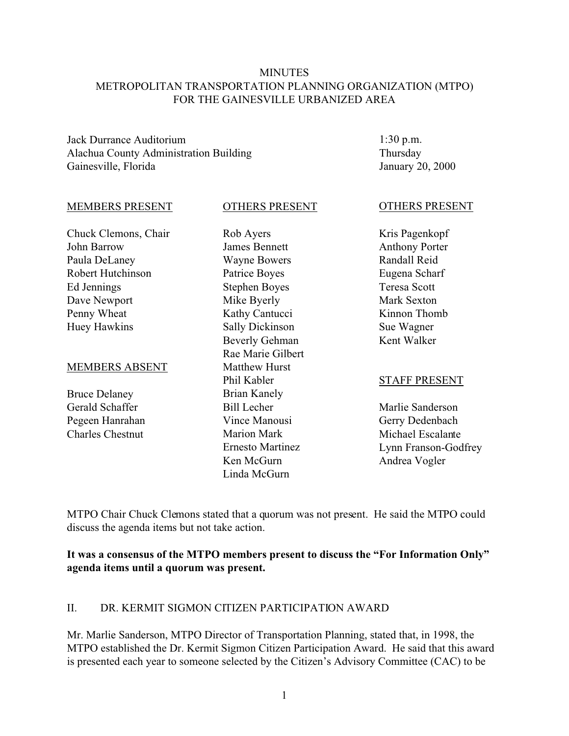# MINUTES
# METROPOLITAN TRANSPORTATION PLANNING ORGANIZATION (MTPO)
# FOR THE GAINESVILLE URBANIZED AREA

Jack Durrance Auditorium
Alachua County Administration Building
Gainesville, Florida

1:30 p.m.
Thursday
January 20, 2000

MEMBERS PRESENT

Chuck Clemons, Chair
John Barrow
Paula DeLaney
Robert Hutchinson
Ed Jennings
Dave Newport
Penny Wheat
Huey Hawkins

MEMBERS ABSENT

Bruce Delaney
Gerald Schaffer
Pegeen Hanrahan
Charles Chestnut

OTHERS PRESENT

Rob Ayers
James Bennett
Wayne Bowers
Patrice Boyes
Stephen Boyes
Mike Byerly
Kathy Cantucci
Sally Dickinson
Beverly Gehman
Rae Marie Gilbert
Matthew Hurst
Phil Kabler
Brian Kanely
Bill Lecher
Vince Manousi
Marion Mark
Ernesto Martinez
Ken McGurn
Linda McGurn
Kris Pagenkopf
Anthony Porter
Randall Reid
Eugena Scharf
Teresa Scott
Mark Sexton
Kinnon Thomb
Sue Wagner
Kent Walker

STAFF PRESENT

Marlie Sanderson
Gerry Dedenbach
Michael Escalante
Lynn Franson-Godfrey
Andrea Vogler

MTPO Chair Chuck Clemons stated that a quorum was not present. He said the MTPO could discuss the agenda items but not take action.

**It was a consensus of the MTPO members present to discuss the "For Information Only" agenda items until a quorum was present.**

## II. DR. KERMIT SIGMON CITIZEN PARTICIPATION AWARD

Mr. Marlie Sanderson, MTPO Director of Transportation Planning, stated that, in 1998, the MTPO established the Dr. Kermit Sigmon Citizen Participation Award. He said that this award is presented each year to someone selected by the Citizen's Advisory Committee (CAC) to be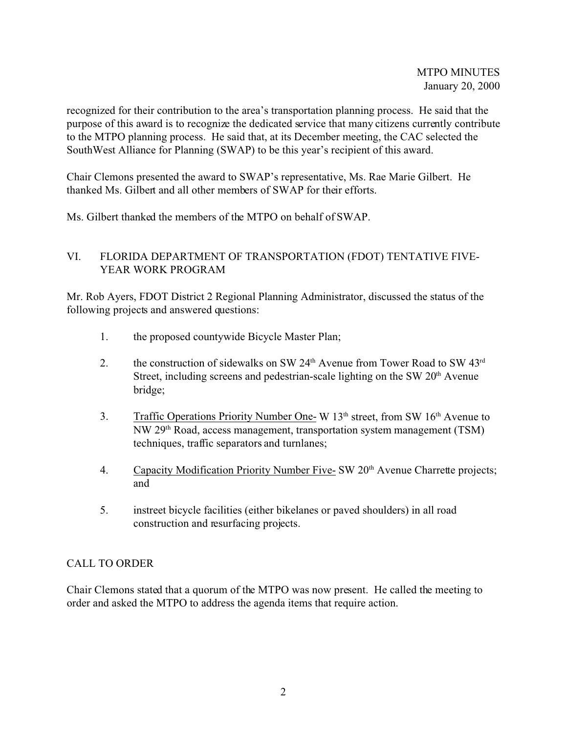recognized for their contribution to the area's transportation planning process. He said that the purpose of this award is to recognize the dedicated service that many citizens currently contribute to the MTPO planning process. He said that, at its December meeting, the CAC selected the SouthWest Alliance for Planning (SWAP) to be this year's recipient of this award.

Chair Clemons presented the award to SWAP's representative, Ms. Rae Marie Gilbert. He thanked Ms. Gilbert and all other members of SWAP for their efforts.

Ms. Gilbert thanked the members of the MTPO on behalf of SWAP.

## VI. FLORIDA DEPARTMENT OF TRANSPORTATION (FDOT) TENTATIVE FIVE-YEAR WORK PROGRAM

Mr. Rob Ayers, FDOT District 2 Regional Planning Administrator, discussed the status of the following projects and answered questions:

1. the proposed countywide Bicycle Master Plan;

2. the construction of sidewalks on SW 24th Avenue from Tower Road to SW 43rd Street, including screens and pedestrian-scale lighting on the SW 20th Avenue bridge;

3. <u>Traffic Operations Priority Number One-</u> W 13th street, from SW 16th Avenue to NW 29th Road, access management, transportation system management (TSM) techniques, traffic separators and turnlanes;

4. <u>Capacity Modification Priority Number Five-</u> SW 20th Avenue Charrette projects; and

5. instreet bicycle facilities (either bikelanes or paved shoulders) in all road construction and resurfacing projects.

## CALL TO ORDER

Chair Clemons stated that a quorum of the MTPO was now present. He called the meeting to order and asked the MTPO to address the agenda items that require action.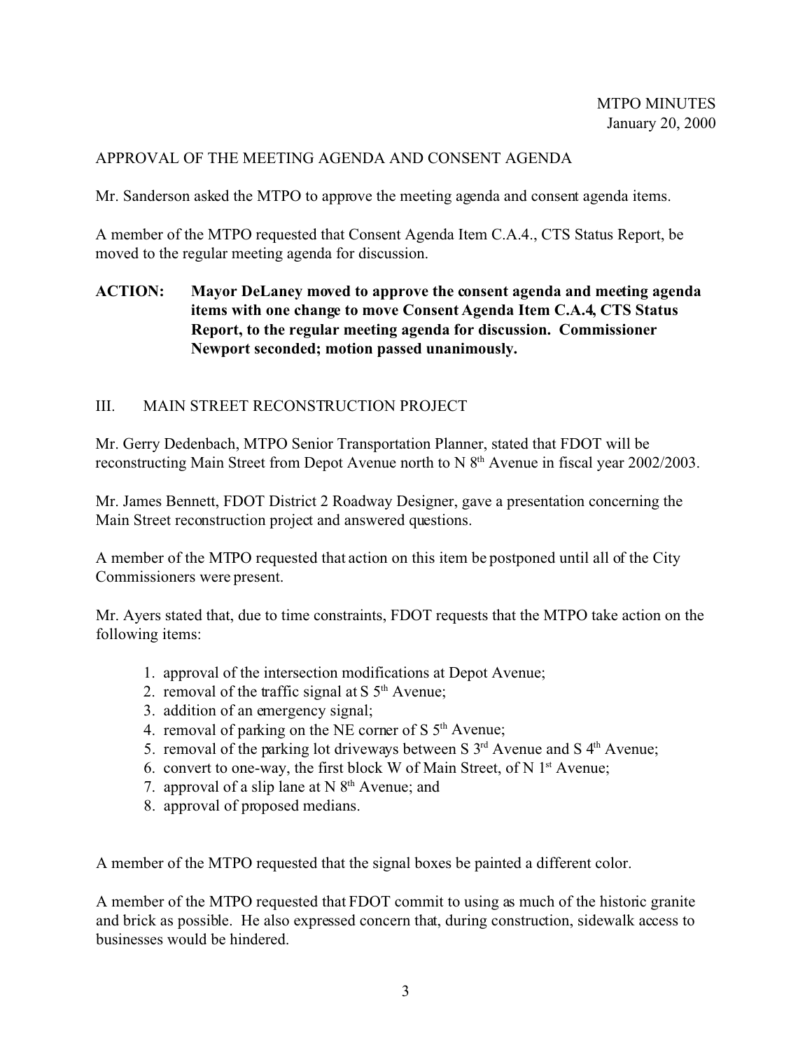## APPROVAL OF THE MEETING AGENDA AND CONSENT AGENDA

Mr. Sanderson asked the MTPO to approve the meeting agenda and consent agenda items.

A member of the MTPO requested that Consent Agenda Item C.A.4., CTS Status Report, be moved to the regular meeting agenda for discussion.

**ACTION: Mayor DeLaney moved to approve the consent agenda and meeting agenda items with one change to move Consent Agenda Item C.A.4, CTS Status Report, to the regular meeting agenda for discussion. Commissioner Newport seconded; motion passed unanimously.**

## III. MAIN STREET RECONSTRUCTION PROJECT

Mr. Gerry Dedenbach, MTPO Senior Transportation Planner, stated that FDOT will be reconstructing Main Street from Depot Avenue north to N 8th Avenue in fiscal year 2002/2003.

Mr. James Bennett, FDOT District 2 Roadway Designer, gave a presentation concerning the Main Street reconstruction project and answered questions.

A member of the MTPO requested that action on this item be postponed until all of the City Commissioners were present.

Mr. Ayers stated that, due to time constraints, FDOT requests that the MTPO take action on the following items:

1. approval of the intersection modifications at Depot Avenue;
2. removal of the traffic signal at S 5th Avenue;
3. addition of an emergency signal;
4. removal of parking on the NE corner of S 5th Avenue;
5. removal of the parking lot driveways between S 3rd Avenue and S 4th Avenue;
6. convert to one-way, the first block W of Main Street, of N 1st Avenue;
7. approval of a slip lane at N 8th Avenue; and
8. approval of proposed medians.

A member of the MTPO requested that the signal boxes be painted a different color.

A member of the MTPO requested that FDOT commit to using as much of the historic granite and brick as possible. He also expressed concern that, during construction, sidewalk access to businesses would be hindered.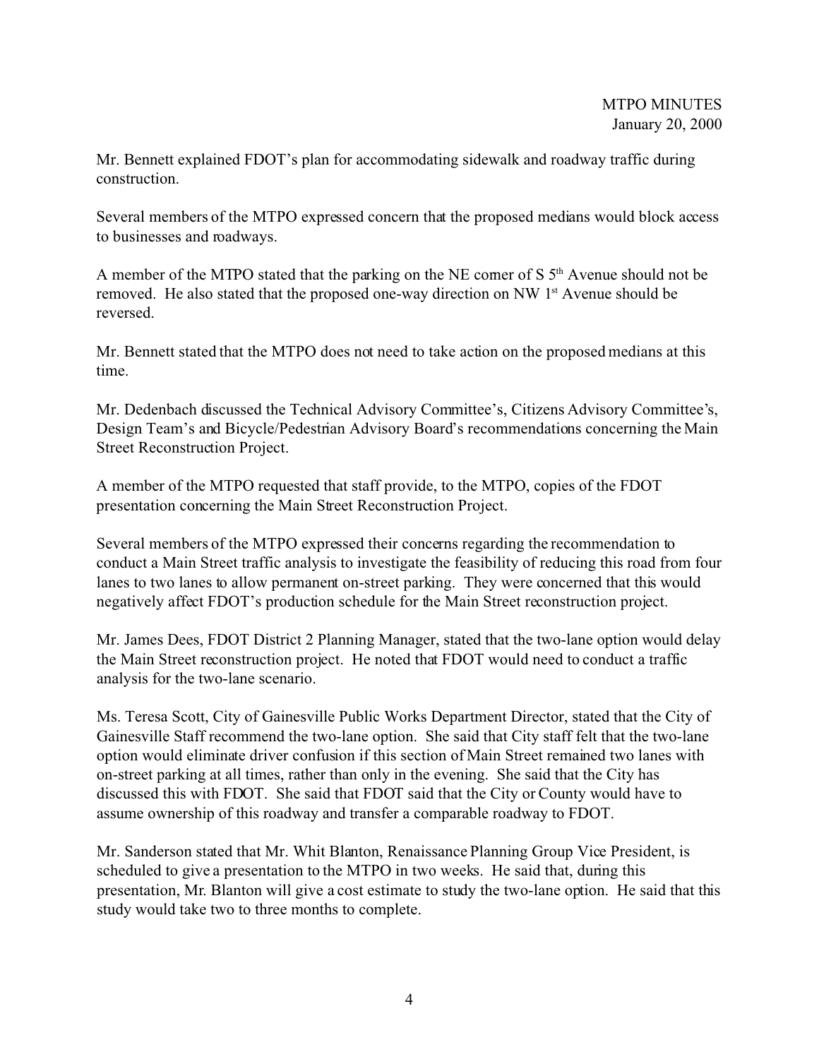Mr. Bennett explained FDOT's plan for accommodating sidewalk and roadway traffic during construction.

Several members of the MTPO expressed concern that the proposed medians would block access to businesses and roadways.

A member of the MTPO stated that the parking on the NE corner of S 5th Avenue should not be removed. He also stated that the proposed one-way direction on NW 1st Avenue should be reversed.

Mr. Bennett stated that the MTPO does not need to take action on the proposed medians at this time.

Mr. Dedenbach discussed the Technical Advisory Committee's, Citizens Advisory Committee's, Design Team's and Bicycle/Pedestrian Advisory Board's recommendations concerning the Main Street Reconstruction Project.

A member of the MTPO requested that staff provide, to the MTPO, copies of the FDOT presentation concerning the Main Street Reconstruction Project.

Several members of the MTPO expressed their concerns regarding the recommendation to conduct a Main Street traffic analysis to investigate the feasibility of reducing this road from four lanes to two lanes to allow permanent on-street parking. They were concerned that this would negatively affect FDOT's production schedule for the Main Street reconstruction project.

Mr. James Dees, FDOT District 2 Planning Manager, stated that the two-lane option would delay the Main Street reconstruction project. He noted that FDOT would need to conduct a traffic analysis for the two-lane scenario.

Ms. Teresa Scott, City of Gainesville Public Works Department Director, stated that the City of Gainesville Staff recommend the two-lane option. She said that City staff felt that the two-lane option would eliminate driver confusion if this section of Main Street remained two lanes with on-street parking at all times, rather than only in the evening. She said that the City has discussed this with FDOT. She said that FDOT said that the City or County would have to assume ownership of this roadway and transfer a comparable roadway to FDOT.

Mr. Sanderson stated that Mr. Whit Blanton, Renaissance Planning Group Vice President, is scheduled to give a presentation to the MTPO in two weeks. He said that, during this presentation, Mr. Blanton will give a cost estimate to study the two-lane option. He said that this study would take two to three months to complete.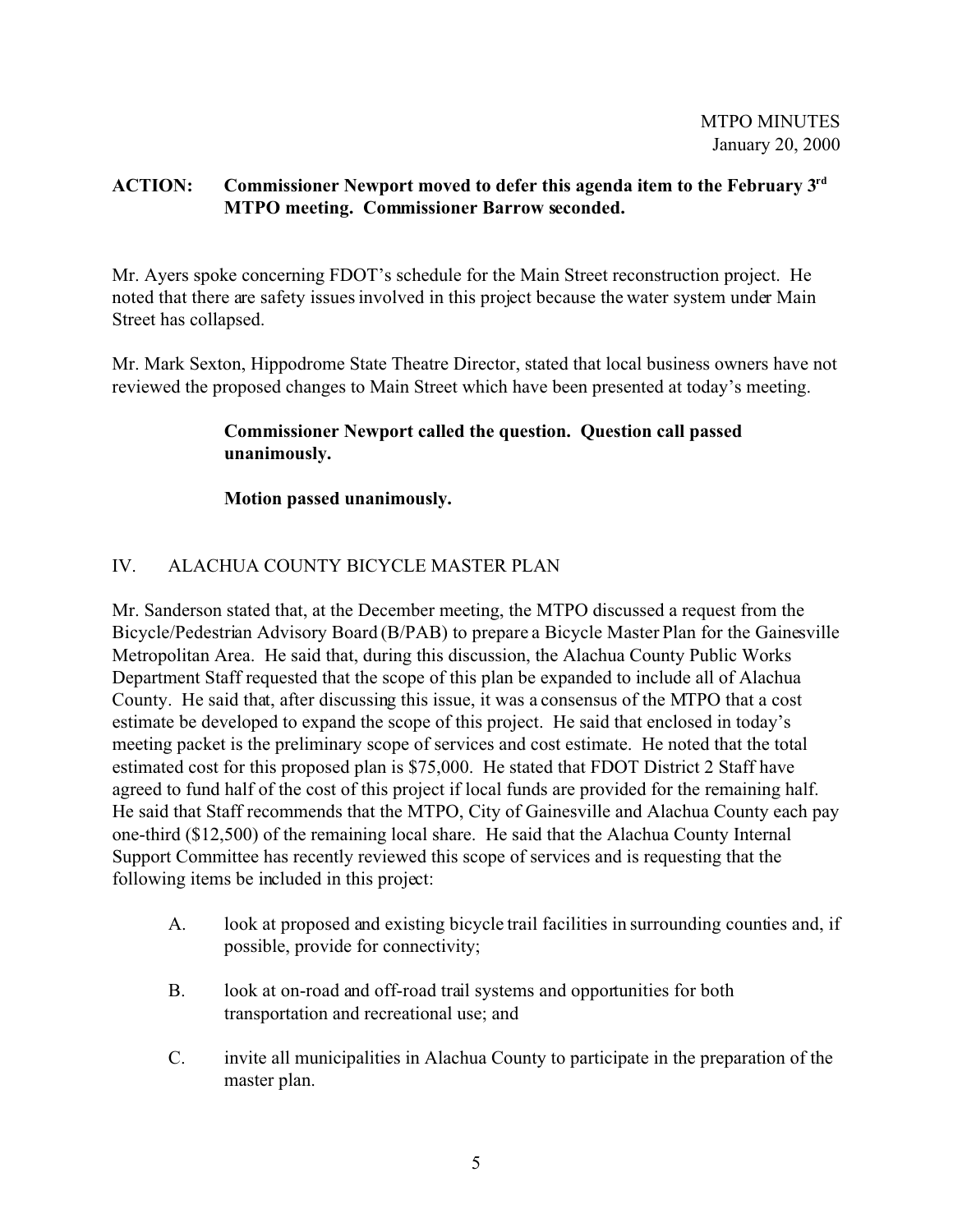**ACTION: Commissioner Newport moved to defer this agenda item to the February 3rd MTPO meeting. Commissioner Barrow seconded.**

Mr. Ayers spoke concerning FDOT's schedule for the Main Street reconstruction project. He noted that there are safety issues involved in this project because the water system under Main Street has collapsed.

Mr. Mark Sexton, Hippodrome State Theatre Director, stated that local business owners have not reviewed the proposed changes to Main Street which have been presented at today's meeting.

> **Commissioner Newport called the question. Question call passed unanimously.**
>
> **Motion passed unanimously.**

## IV. ALACHUA COUNTY BICYCLE MASTER PLAN

Mr. Sanderson stated that, at the December meeting, the MTPO discussed a request from the Bicycle/Pedestrian Advisory Board (B/PAB) to prepare a Bicycle Master Plan for the Gainesville Metropolitan Area. He said that, during this discussion, the Alachua County Public Works Department Staff requested that the scope of this plan be expanded to include all of Alachua County. He said that, after discussing this issue, it was a consensus of the MTPO that a cost estimate be developed to expand the scope of this project. He said that enclosed in today's meeting packet is the preliminary scope of services and cost estimate. He noted that the total estimated cost for this proposed plan is $75,000. He stated that FDOT District 2 Staff have agreed to fund half of the cost of this project if local funds are provided for the remaining half. He said that Staff recommends that the MTPO, City of Gainesville and Alachua County each pay one-third ($12,500) of the remaining local share. He said that the Alachua County Internal Support Committee has recently reviewed this scope of services and is requesting that the following items be included in this project:

A. look at proposed and existing bicycle trail facilities in surrounding counties and, if possible, provide for connectivity;

B. look at on-road and off-road trail systems and opportunities for both transportation and recreational use; and

C. invite all municipalities in Alachua County to participate in the preparation of the master plan.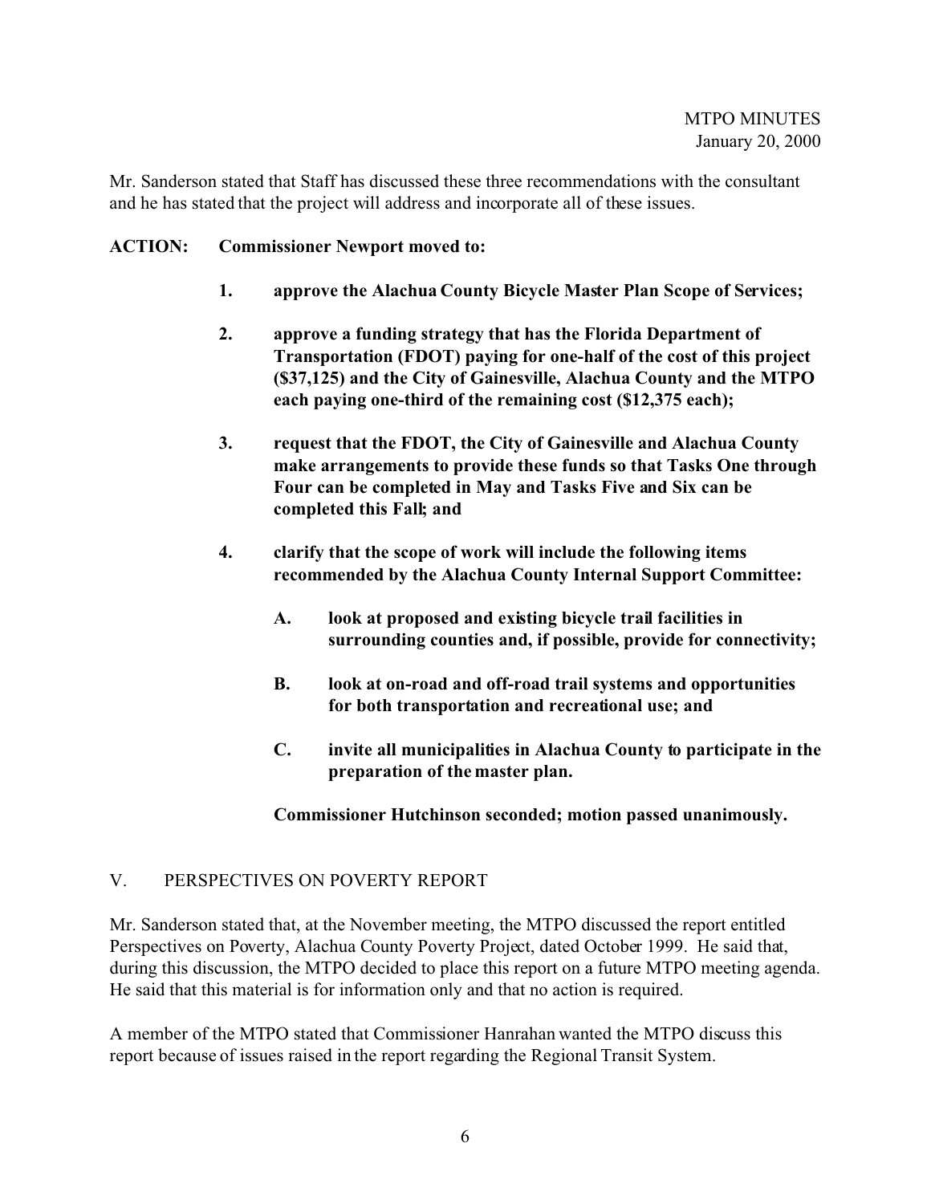Mr. Sanderson stated that Staff has discussed these three recommendations with the consultant and he has stated that the project will address and incorporate all of these issues.

**ACTION: Commissioner Newport moved to:**

1. **approve the Alachua County Bicycle Master Plan Scope of Services;**

2. **approve a funding strategy that has the Florida Department of Transportation (FDOT) paying for one-half of the cost of this project ($37,125) and the City of Gainesville, Alachua County and the MTPO each paying one-third of the remaining cost ($12,375 each);**

3. **request that the FDOT, the City of Gainesville and Alachua County make arrangements to provide these funds so that Tasks One through Four can be completed in May and Tasks Five and Six can be completed this Fall; and**

4. **clarify that the scope of work will include the following items recommended by the Alachua County Internal Support Committee:**

   A. **look at proposed and existing bicycle trail facilities in surrounding counties and, if possible, provide for connectivity;**

   B. **look at on-road and off-road trail systems and opportunities for both transportation and recreational use; and**

   C. **invite all municipalities in Alachua County to participate in the preparation of the master plan.**

**Commissioner Hutchinson seconded; motion passed unanimously.**

## V. PERSPECTIVES ON POVERTY REPORT

Mr. Sanderson stated that, at the November meeting, the MTPO discussed the report entitled Perspectives on Poverty, Alachua County Poverty Project, dated October 1999. He said that, during this discussion, the MTPO decided to place this report on a future MTPO meeting agenda. He said that this material is for information only and that no action is required.

A member of the MTPO stated that Commissioner Hanrahan wanted the MTPO discuss this report because of issues raised in the report regarding the Regional Transit System.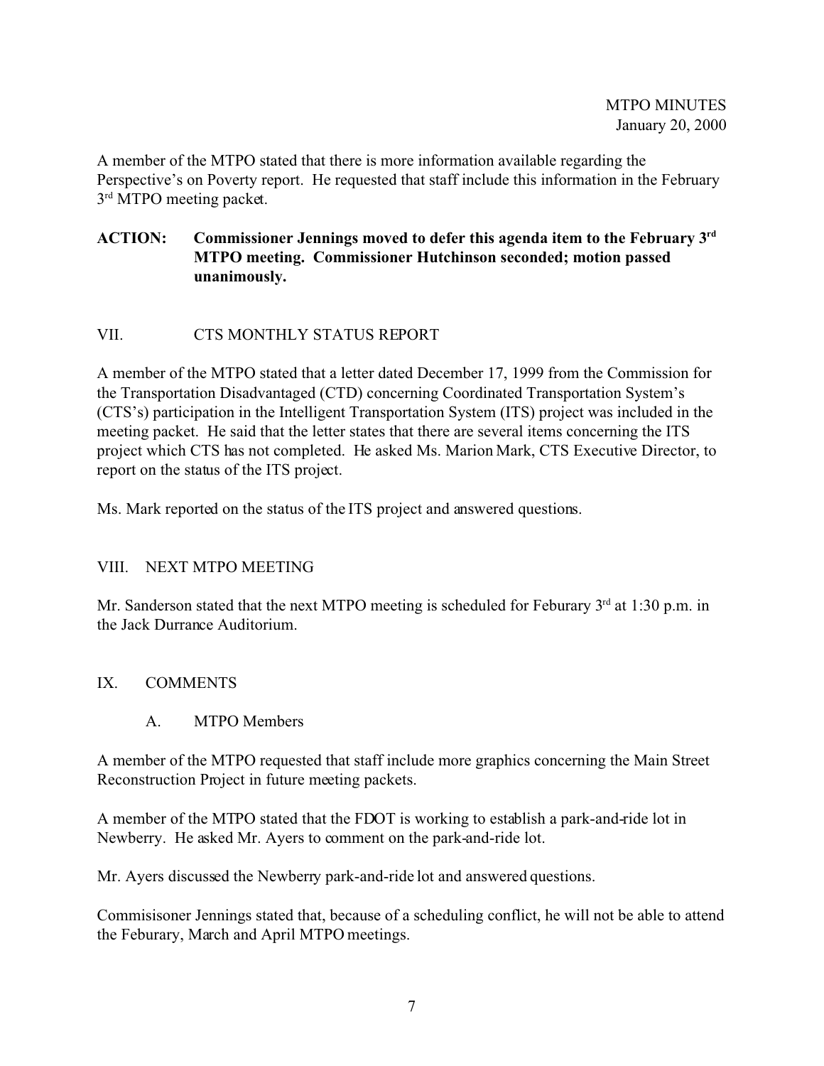A member of the MTPO stated that there is more information available regarding the Perspective's on Poverty report. He requested that staff include this information in the February 3rd MTPO meeting packet.

**ACTION: Commissioner Jennings moved to defer this agenda item to the February 3rd MTPO meeting. Commissioner Hutchinson seconded; motion passed unanimously.**

## VII. CTS MONTHLY STATUS REPORT

A member of the MTPO stated that a letter dated December 17, 1999 from the Commission for the Transportation Disadvantaged (CTD) concerning Coordinated Transportation System's (CTS's) participation in the Intelligent Transportation System (ITS) project was included in the meeting packet. He said that the letter states that there are several items concerning the ITS project which CTS has not completed. He asked Ms. Marion Mark, CTS Executive Director, to report on the status of the ITS project.

Ms. Mark reported on the status of the ITS project and answered questions.

## VIII. NEXT MTPO MEETING

Mr. Sanderson stated that the next MTPO meeting is scheduled for Feburary 3rd at 1:30 p.m. in the Jack Durrance Auditorium.

## IX. COMMENTS

### A. MTPO Members

A member of the MTPO requested that staff include more graphics concerning the Main Street Reconstruction Project in future meeting packets.

A member of the MTPO stated that the FDOT is working to establish a park-and-ride lot in Newberry. He asked Mr. Ayers to comment on the park-and-ride lot.

Mr. Ayers discussed the Newberry park-and-ride lot and answered questions.

Commisisoner Jennings stated that, because of a scheduling conflict, he will not be able to attend the Feburary, March and April MTPO meetings.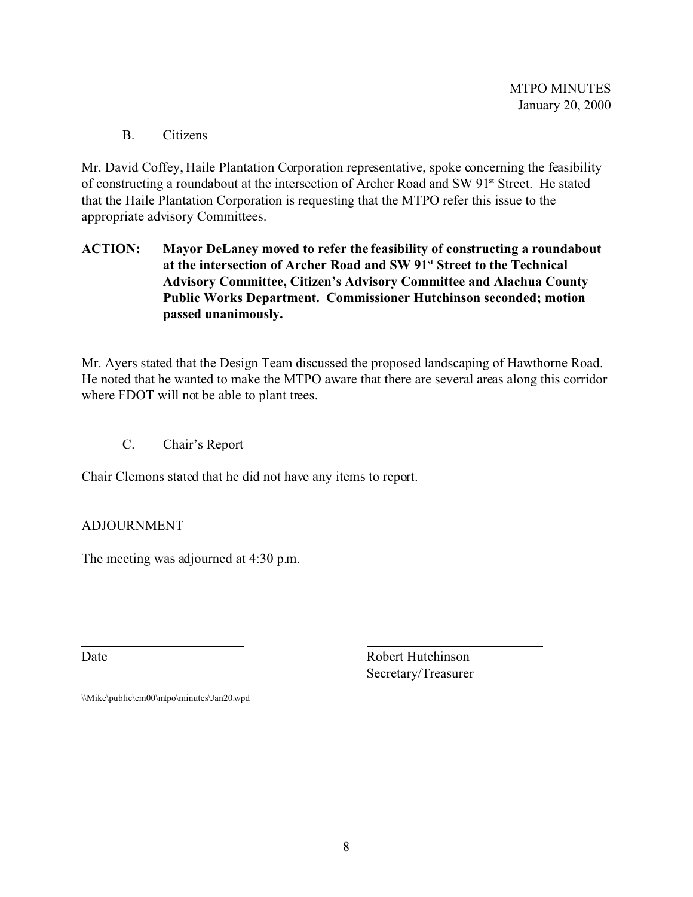B. Citizens

Mr. David Coffey, Haile Plantation Corporation representative, spoke concerning the feasibility of constructing a roundabout at the intersection of Archer Road and SW 91st Street. He stated that the Haile Plantation Corporation is requesting that the MTPO refer this issue to the appropriate advisory Committees.

**ACTION: Mayor DeLaney moved to refer the feasibility of constructing a roundabout at the intersection of Archer Road and SW 91st Street to the Technical Advisory Committee, Citizen's Advisory Committee and Alachua County Public Works Department. Commissioner Hutchinson seconded; motion passed unanimously.**

Mr. Ayers stated that the Design Team discussed the proposed landscaping of Hawthorne Road. He noted that he wanted to make the MTPO aware that there are several areas along this corridor where FDOT will not be able to plant trees.

C. Chair's Report

Chair Clemons stated that he did not have any items to report.

ADJOURNMENT

The meeting was adjourned at 4:30 p.m.

______________________ 
Date

______________________ 
Robert Hutchinson
Secretary/Treasurer

\\Mike\public\em00\mtpo\minutes\Jan20.wpd